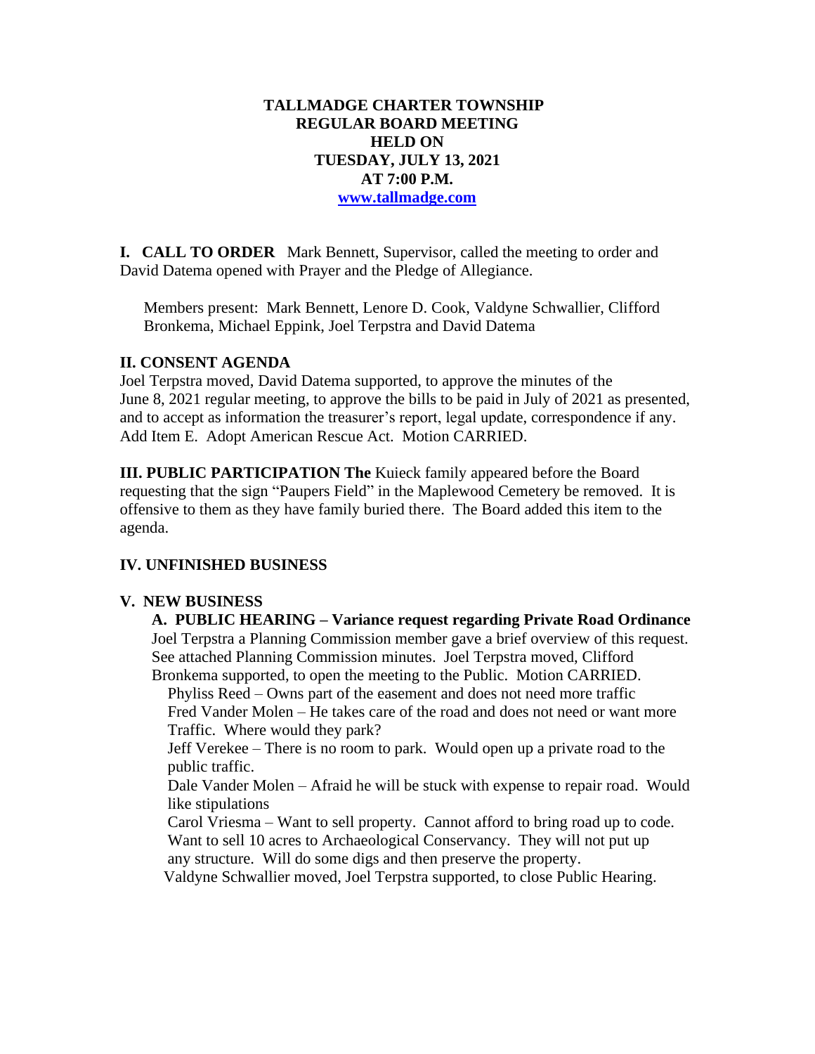**TALLMADGE CHARTER TOWNSHIP**
**REGULAR BOARD MEETING**
**HELD ON**
**TUESDAY, JULY 13, 2021**
**AT 7:00 P.M.**
**[www.tallmadge.com](http://www.tallmadge.com)**

**I. CALL TO ORDER** Mark Bennett, Supervisor, called the meeting to order and David Datema opened with Prayer and the Pledge of Allegiance.

Members present: Mark Bennett, Lenore D. Cook, Valdyne Schwallier, Clifford Bronkema, Michael Eppink, Joel Terpstra and David Datema

**II. CONSENT AGENDA**

Joel Terpstra moved, David Datema supported, to approve the minutes of the June 8, 2021 regular meeting, to approve the bills to be paid in July of 2021 as presented, and to accept as information the treasurer's report, legal update, correspondence if any. Add Item E. Adopt American Rescue Act. Motion CARRIED.

**III. PUBLIC PARTICIPATION The** Kuieck family appeared before the Board requesting that the sign "Paupers Field" in the Maplewood Cemetery be removed. It is offensive to them as they have family buried there. The Board added this item to the agenda.

**IV. UNFINISHED BUSINESS**

**V. NEW BUSINESS**

**A. PUBLIC HEARING – Variance request regarding Private Road Ordinance**

Joel Terpstra a Planning Commission member gave a brief overview of this request. See attached Planning Commission minutes. Joel Terpstra moved, Clifford Bronkema supported, to open the meeting to the Public. Motion CARRIED.

Phyliss Reed – Owns part of the easement and does not need more traffic
Fred Vander Molen – He takes care of the road and does not need or want more Traffic. Where would they park?
Jeff Verekee – There is no room to park. Would open up a private road to the public traffic.
Dale Vander Molen – Afraid he will be stuck with expense to repair road. Would like stipulations
Carol Vriesma – Want to sell property. Cannot afford to bring road up to code. Want to sell 10 acres to Archaeological Conservancy. They will not put up any structure. Will do some digs and then preserve the property.

Valdyne Schwallier moved, Joel Terpstra supported, to close Public Hearing.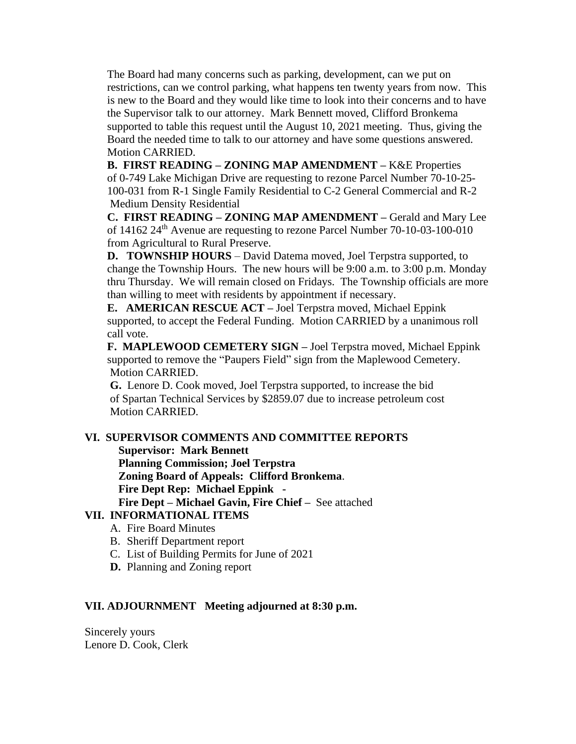The Board had many concerns such as parking, development, can we put on restrictions, can we control parking, what happens ten twenty years from now. This is new to the Board and they would like time to look into their concerns and to have the Supervisor talk to our attorney. Mark Bennett moved, Clifford Bronkema supported to table this request until the August 10, 2021 meeting. Thus, giving the Board the needed time to talk to our attorney and have some questions answered. Motion CARRIED.

**B. FIRST READING – ZONING MAP AMENDMENT –** K&E Properties of 0-749 Lake Michigan Drive are requesting to rezone Parcel Number 70-10-25-100-031 from R-1 Single Family Residential to C-2 General Commercial and R-2 Medium Density Residential

**C. FIRST READING – ZONING MAP AMENDMENT –** Gerald and Mary Lee of 14162 24th Avenue are requesting to rezone Parcel Number 70-10-03-100-010 from Agricultural to Rural Preserve.

**D. TOWNSHIP HOURS** – David Datema moved, Joel Terpstra supported, to change the Township Hours. The new hours will be 9:00 a.m. to 3:00 p.m. Monday thru Thursday. We will remain closed on Fridays. The Township officials are more than willing to meet with residents by appointment if necessary.

**E. AMERICAN RESCUE ACT –** Joel Terpstra moved, Michael Eppink supported, to accept the Federal Funding. Motion CARRIED by a unanimous roll call vote.

**F. MAPLEWOOD CEMETERY SIGN –** Joel Terpstra moved, Michael Eppink supported to remove the "Paupers Field" sign from the Maplewood Cemetery. Motion CARRIED.

**G.** Lenore D. Cook moved, Joel Terpstra supported, to increase the bid of Spartan Technical Services by $2859.07 due to increase petroleum cost Motion CARRIED.

## VI. SUPERVISOR COMMENTS AND COMMITTEE REPORTS

**Supervisor: Mark Bennett**
**Planning Commission; Joel Terpstra**
**Zoning Board of Appeals: Clifford Bronkema**.
**Fire Dept Rep: Michael Eppink -**
**Fire Dept – Michael Gavin, Fire Chief –** See attached

## VII. INFORMATIONAL ITEMS

A. Fire Board Minutes
B. Sheriff Department report
C. List of Building Permits for June of 2021
**D.** Planning and Zoning report

## VII. ADJOURNMENT Meeting adjourned at 8:30 p.m.

Sincerely yours
Lenore D. Cook, Clerk